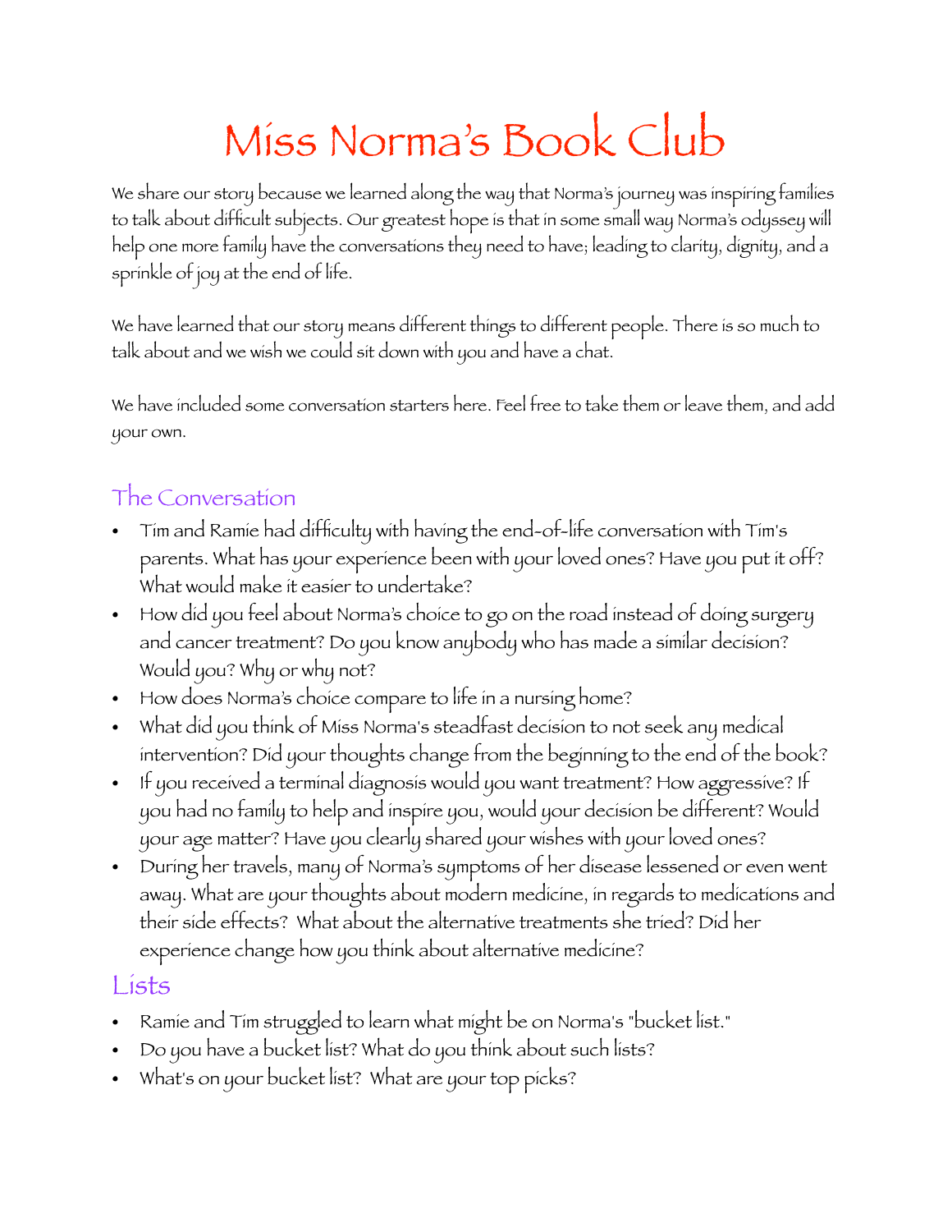# Miss Norma's Book Club

We share our story because we learned along the way that Norma's journey was inspiring families to talk about difficult subjects. Our greatest hope is that in some small way Norma's odyssey will help one more family have the conversations they need to have; leading to clarity, dignity, and a sprinkle of joy at the end of life.

We have learned that our story means different things to different people. There is so much to talk about and we wish we could sit down with you and have a chat.

We have included some conversation starters here. Feel free to take them or leave them, and add your own.

## The Conversation

- Tim and Ramie had difficulty with having the end-of-life conversation with Tim's parents. What has your experience been with your loved ones? Have you put it off? What would make it easier to undertake?
- How did you feel about Norma's choice to go on the road instead of doing surgery and cancer treatment? Do you know anybody who has made a similar decision? Would you? Why or why not?
- How does Norma's choice compare to life in a nursing home?
- What did you think of Miss Norma's steadfast decision to not seek any medical intervention? Did your thoughts change from the beginning to the end of the book?
- If you received a terminal diagnosis would you want treatment? How aggressive? If you had no family to help and inspire you, would your decision be different? Would your age matter? Have you clearly shared your wishes with your loved ones?
- During her travels, many of Norma's symptoms of her disease lessened or even went away. What are your thoughts about modern medicine, in regards to medications and their side effects? What about the alternative treatments she tried? Did her experience change how you think about alternative medicine?

## Lists

- Ramie and Tim struggled to learn what might be on Norma's "bucket list."
- Do you have a bucket list? What do you think about such lists?
- What's on your bucket list? What are your top picks?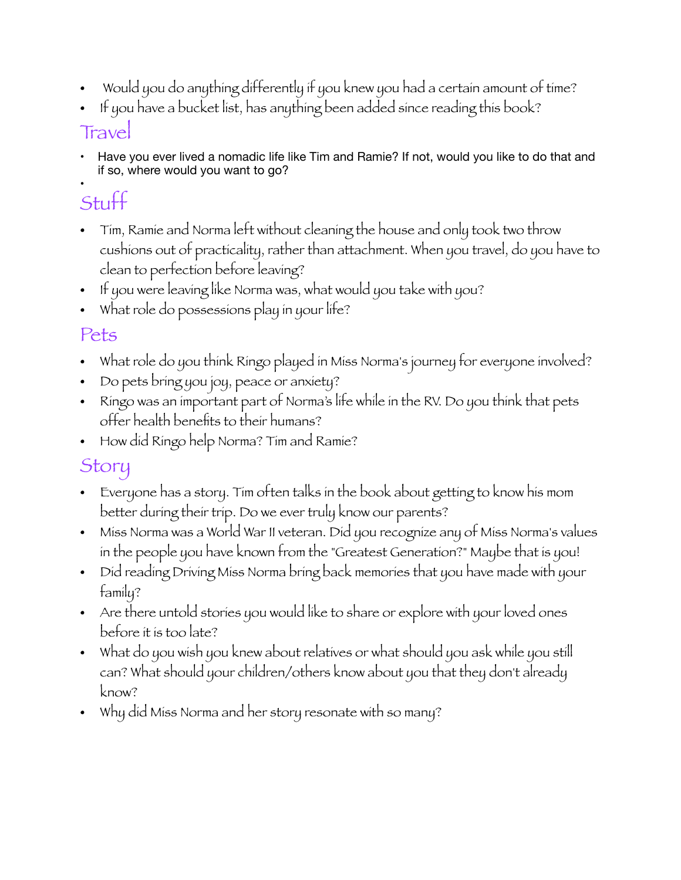- Would you do anything differently if you knew you had a certain amount of time?
- If you have a bucket list, has anything been added since reading this book?

## Travel

- Have you ever lived a nomadic life like Tim and Ramie? If not, would you like to do that and if so, where would you want to go?
-

## Stuff

- Tim, Ramie and Norma left without cleaning the house and only took two throw cushions out of practicality, rather than attachment. When you travel, do you have to clean to perfection before leaving?
- If you were leaving like Norma was, what would you take with you?
- What role do possessions play in your life?

## Pets

- What role do you think Ringo played in Miss Norma's journey for everyone involved?
- Do pets bring you joy, peace or anxiety?
- Ringo was an important part of Norma's life while in the RV. Do you think that pets offer health benefits to their humans?
- How did Ringo help Norma? Tim and Ramie?

## Story

- Everyone has a story. Tim often talks in the book about getting to know his mom better during their trip. Do we ever truly know our parents?
- Miss Norma was a World War II veteran. Did you recognize any of Miss Norma's values in the people you have known from the "Greatest Generation?" Maybe that is you!
- Did reading Driving Miss Norma bring back memories that you have made with your family?
- Are there untold stories you would like to share or explore with your loved ones before it is too late?
- What do you wish you knew about relatives or what should you ask while you still can? What should your children/others know about you that they don't already know?
- Why did Miss Norma and her story resonate with so many?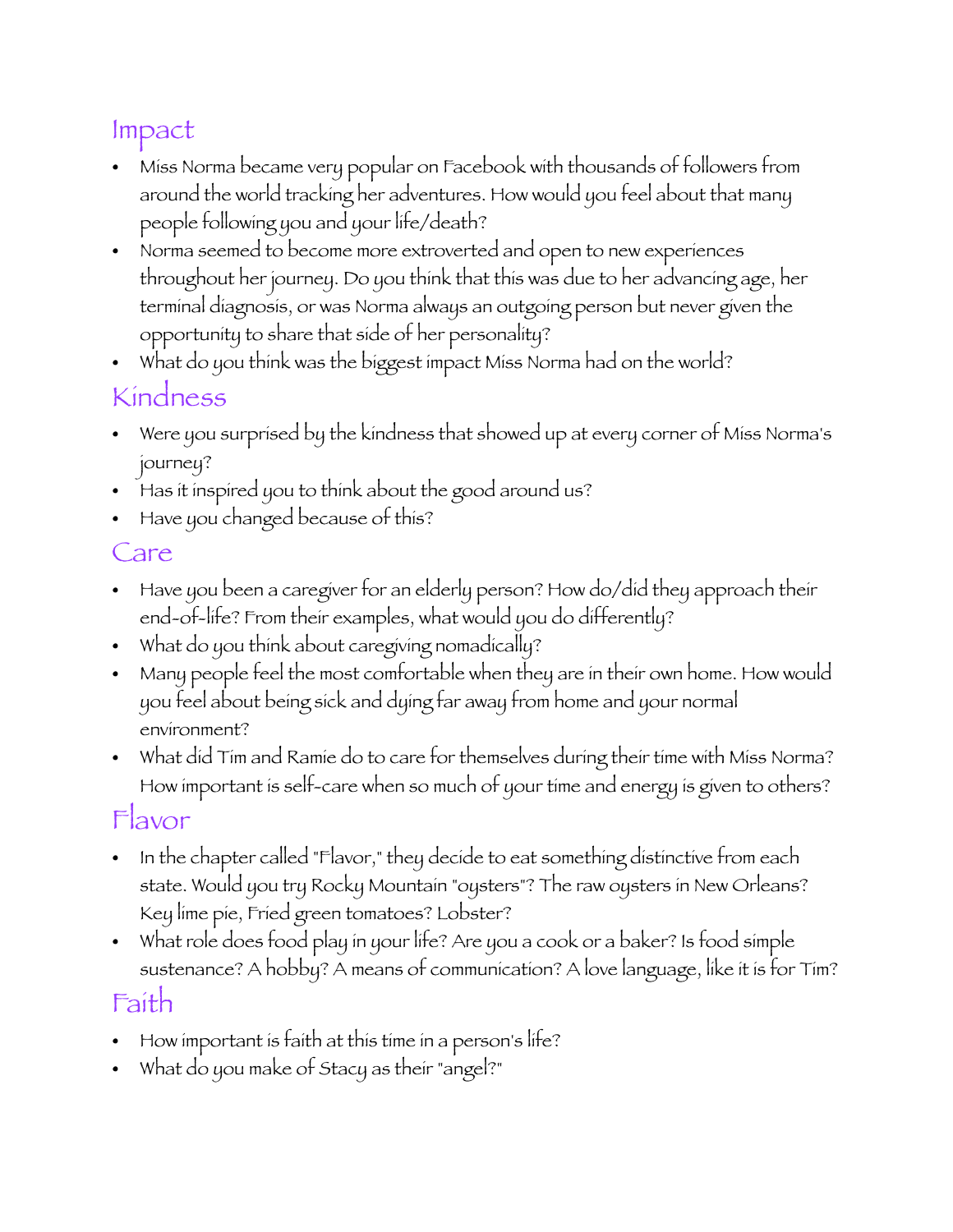## Impact

- Miss Norma became very popular on Facebook with thousands of followers from around the world tracking her adventures. How would you feel about that many people following you and your life/death?
- Norma seemed to become more extroverted and open to new experiences throughout her journey. Do you think that this was due to her advancing age, her terminal diagnosis, or was Norma always an outgoing person but never given the opportunity to share that side of her personality?
- What do you think was the biggest impact Miss Norma had on the world?

## Kindness

- Were you surprised by the kindness that showed up at every corner of Miss Norma's journey?
- Has it inspired you to think about the good around us?
- Have you changed because of this?

## Care

- Have you been a caregiver for an elderly person? How do/did they approach their end-of-life? From their examples, what would you do differently?
- What do you think about caregiving nomadically?
- Many people feel the most comfortable when they are in their own home. How would you feel about being sick and dying far away from home and your normal environment?
- What did Tim and Ramie do to care for themselves during their time with Miss Norma? How important is self-care when so much of your time and energy is given to others?

## Flavor

- In the chapter called "Flavor," they decide to eat something distinctive from each state. Would you try Rocky Mountain "oysters"? The raw oysters in New Orleans? Key lime pie, Fried green tomatoes? Lobster?
- What role does food play in your life? Are you a cook or a baker? Is food simple sustenance? A hobby? A means of communication? A love language, like it is for Tim?

## Faith

- How important is faith at this time in a person's life?
- What do you make of Stacy as their "angel?"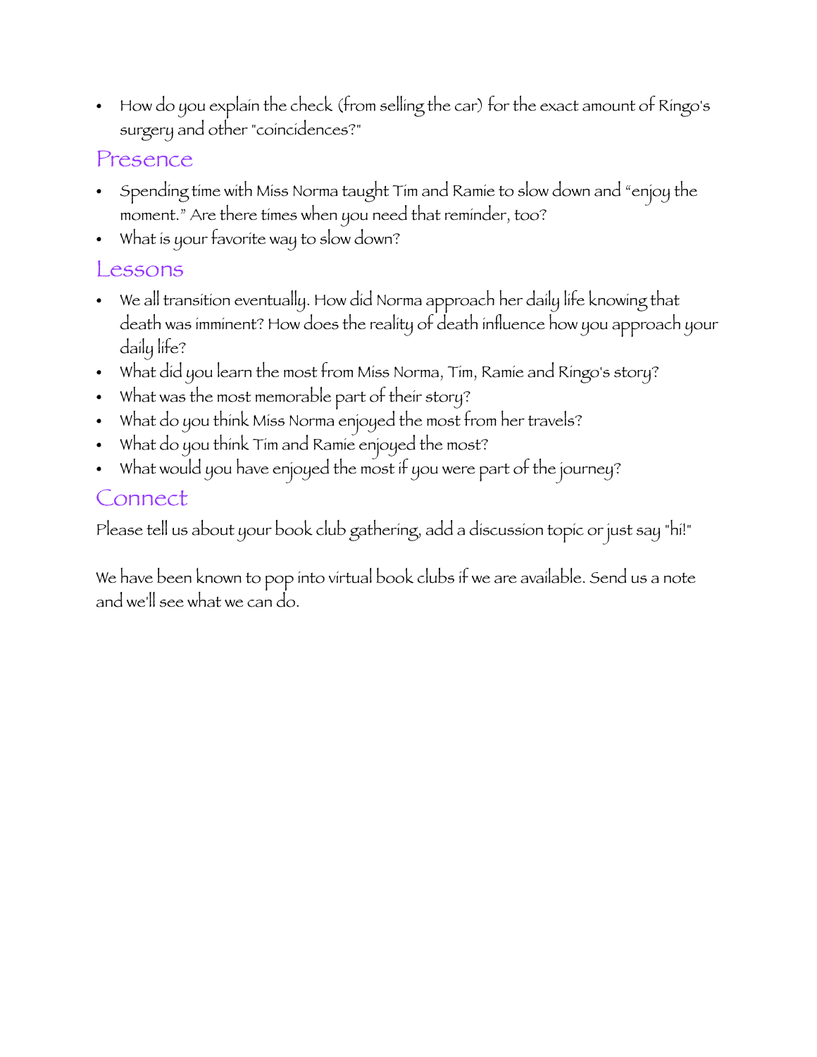- How do you explain the check (from selling the car) for the exact amount of Ringo's surgery and other "coincidences?"

## Presence

- Spending time with Miss Norma taught Tim and Ramie to slow down and "enjoy the moment." Are there times when you need that reminder, too?
- What is your favorite way to slow down?

## Lessons

- We all transition eventually. How did Norma approach her daily life knowing that death was imminent? How does the reality of death influence how you approach your daily life?
- What did you learn the most from Miss Norma, Tim, Ramie and Ringo's story?
- What was the most memorable part of their story?
- What do you think Miss Norma enjoyed the most from her travels?
- What do you think Tim and Ramie enjoyed the most?
- What would you have enjoyed the most if you were part of the journey?

## Connect

Please tell us about your book club gathering, add a discussion topic or just say "hi!"

We have been known to pop into virtual book clubs if we are available. Send us a note and we'll see what we can do.